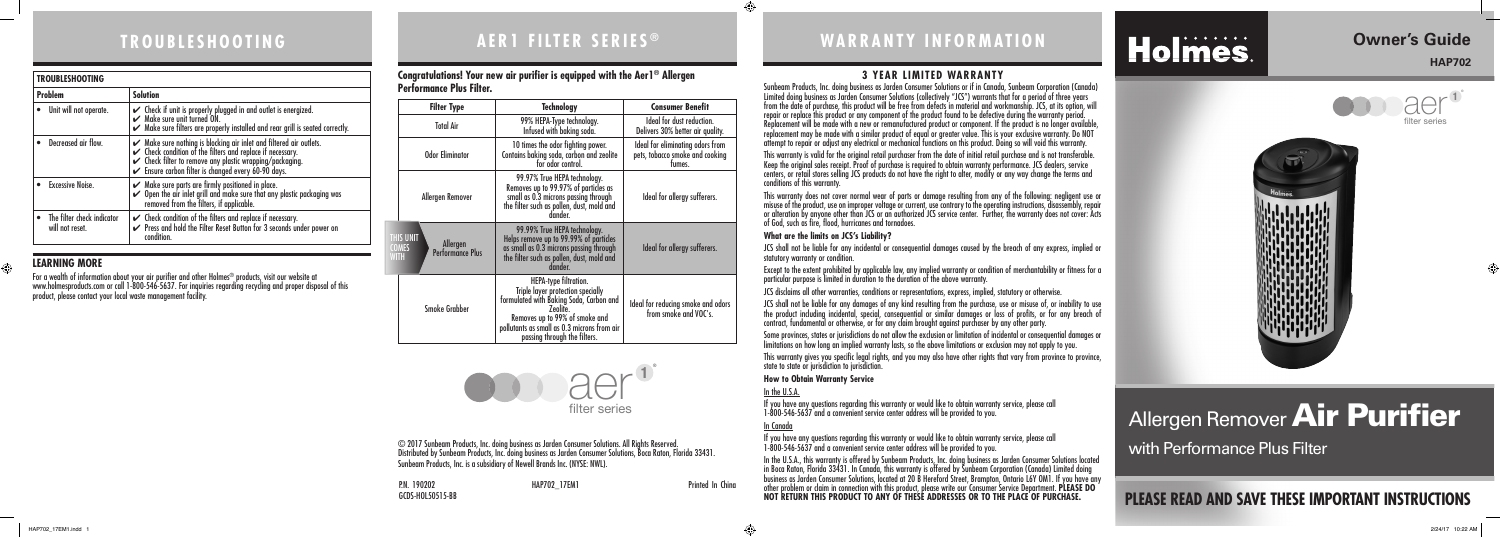# TROUBLESHOOTING

| TROUBLESHOOTING | |
|---|---|
| **Problem** | **Solution** |
| • Unit will not operate. | ✔ Check if unit is properly plugged in and outlet is energized. ✔ Make sure unit turned ON. ✔ Make sure filters are properly installed and rear grill is seated correctly. |
| • Decreased air flow. | ✔ Make sure nothing is blocking air inlet and filtered air outlets. ✔ Check condition of the filters and replace if necessary. ✔ Check filter to remove any plastic wrapping/packaging. ✔ Ensure carbon filter is changed every 60-90 days. |
| • Excessive Noise. | ✔ Make sure parts are firmly positioned in place. ✔ Open the air inlet grill and make sure that any plastic packaging was removed from the filters, if applicable. |
| • The filter check indicator will not reset. | ✔ Check condition of the filters and replace if necessary. ✔ Press and hold the Filter Reset Button for 3 seconds under power on condition. |

## LEARNING MORE

For a wealth of information about your air purifier and other Holmes® products, visit our website at www.holmesproducts.com or call 1-800-546-5637. For inquiries regarding recycling and proper disposal of this product, please contact your local waste management facility.

# AER1 FILTER SERIES®

**Congratulations! Your new air purifier is equipped with the Aer1® Allergen Performance Plus Filter.**

| Filter Type | Technology | Consumer Benefit |
|---|---|---|
| Total Air | 99% HEPA-Type technology. Infused with baking soda. | Ideal for dust reduction. Delivers 30% better air quality. |
| Odor Eliminator | 10 times the odor fighting power. Contains baking soda, carbon and zeolite for odor control. | Ideal for eliminating odors from pets, tobacco smoke and cooking fumes. |
| Allergen Remover | 99.97% True HEPA technology. Removes up to 99.97% of particles as small as 0.3 microns passing through the filter such as pollen, dust, mold and dander. | Ideal for allergy sufferers. |
| THIS UNIT COMES WITH: Allergen Performance Plus | 99.99% True HEPA technology. Helps remove up to 99.99% of particles as small as 0.3 microns passing through the filter such as pollen, dust, mold and dander. | Ideal for allergy sufferers. |
| Smoke Grabber | HEPA-type filtration. Triple layer protection specially formulated with Baking Soda, Carbon and Zeolite. Removes up to 99% of smoke and pollutants as small as 0.3 microns from air passing through the filters. | Ideal for reducing smoke and odors from smoke and VOC's. |

aer1 filter series

© 2017 Sunbeam Products, Inc. doing business as Jarden Consumer Solutions. All Rights Reserved.
Distributed by Sunbeam Products, Inc. doing business as Jarden Consumer Solutions, Boca Raton, Florida 33431.
Sunbeam Products, Inc. is a subsidiary of Newell Brands Inc. (NYSE: NWL).

P.N. 190202 HAP702_17EM1 Printed In China
GCDS-HOL50515-BB

# WARRANTY INFORMATION

## 3 YEAR LIMITED WARRANTY

Sunbeam Products, Inc. doing business as Jarden Consumer Solutions or if in Canada, Sunbeam Corporation (Canada) Limited doing business as Jarden Consumer Solutions (collectively "JCS") warrants that for a period of three years from the date of purchase, this product will be free from defects in material and workmanship. JCS, at its option, will repair or replace this product or any component of the product found to be defective during the warranty period. Replacement will be made with a new or remanufactured product or component. If the product is no longer available, replacement may be made with a similar product of equal or greater value. This is your exclusive warranty. Do NOT attempt to repair or adjust any electrical or mechanical functions on this product. Doing so will void this warranty.

This warranty is valid for the original retail purchaser from the date of initial retail purchase and is not transferable. Keep the original sales receipt. Proof of purchase is required to obtain warranty performance. JCS dealers, service centers, or retail stores selling JCS products do not have the right to alter, modify or any way change the terms and conditions of this warranty.

This warranty does not cover normal wear of parts or damage resulting from any of the following: negligent use or misuse of the product, use on improper voltage or current, use contrary to the operating instructions, disassembly, repair or alteration by anyone other than JCS or an authorized JCS service center. Further, the warranty does not cover: Acts of God, such as fire, flood, hurricanes and tornadoes.

### What are the limits on JCS's Liability?

JCS shall not be liable for any incidental or consequential damages caused by the breach of any express, implied or statutory warranty or condition.

Except to the extent prohibited by applicable law, any implied warranty or condition of merchantability or fitness for a particular purpose is limited in duration to the duration of the above warranty.

JCS disclaims all other warranties, conditions or representations, express, implied, statutory or otherwise.

JCS shall not be liable for any damages of any kind resulting from the purchase, use or misuse of, or inability to use the product including incidental, special, consequential or similar damages or loss of profits, or for any breach of contract, fundamental or otherwise, or for any claim brought against purchaser by any other party.

Some provinces, states or jurisdictions do not allow the exclusion or limitation of incidental or consequential damages or limitations on how long an implied warranty lasts, so the above limitations or exclusion may not apply to you.

This warranty gives you specific legal rights, and you may also have other rights that vary from province to province, state to state or jurisdiction to jurisdiction.

### How to Obtain Warranty Service

In the U.S.A.

If you have any questions regarding this warranty or would like to obtain warranty service, please call 1-800-546-5637 and a convenient service center address will be provided to you.

In Canada

If you have any questions regarding this warranty or would like to obtain warranty service, please call 1-800-546-5637 and a convenient service center address will be provided to you.

In the U.S.A., this warranty is offered by Sunbeam Products, Inc. doing business as Jarden Consumer Solutions located in Boca Raton, Florida 33431. In Canada, this warranty is offered by Sunbeam Corporation (Canada) Limited doing business as Jarden Consumer Solutions, located at 20 B Hereford Street, Brampton, Ontario L6Y 0M1. If you have any other problem or claim in connection with this product, please write our Consumer Service Department. **PLEASE DO NOT RETURN THIS PRODUCT TO ANY OF THESE ADDRESSES OR TO THE PLACE OF PURCHASE.**

# Holmes.

## Owner's Guide

**HAP702**

aer1 filter series

# Allergen Remover **Air Purifier**

with Performance Plus Filter

**PLEASE READ AND SAVE THESE IMPORTANT INSTRUCTIONS**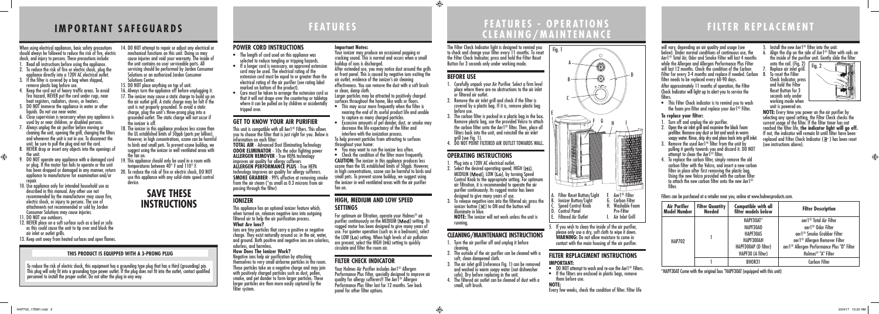# IMPORTANT SAFEGUARDS

When using electrical appliances, basic safety precautions should always be followed to reduce the risk of fire, electric shock, and injury to persons. These precautions include:

1. Read all instructions before using the appliance.
2. To reduce the risk of fire or electric shock, plug the appliance directly into a 120V AC electrical outlet.
3. If the filter is covered by a bag when shipped, remove plastic bag before use.
4. Keep the cord out of heavy traffic areas. To avoid fire hazard, NEVER put the cord under rugs, near heat registers, radiators, stoves, or heaters.
5. DO NOT immerse the appliance in water or other liquids. Do not use near water.
6. Close supervision is necessary when any appliance is used by or near children, or disabled persons.
7. Always unplug the air purifier before moving or cleaning the unit, opening the grill, changing the filters and whenever the unit is not in use. To disconnect the unit, be sure to pull the plug and not the cord.
8. NEVER drop or insert any objects into the openings of the unit.
9. DO NOT operate any appliance with a damaged cord or plug. If the motor fan fails to operate or the unit has been dropped or damaged in any manner, return appliance to manufacturer for examination and/or repair.
10. Use appliance only for intended household use as described in this manual. Any other use not recommended by the manufacturer may cause fire, electric shock, or injury to persons. The use of attachments not recommended or sold by Jarden Consumer Solutions may cause injuries.
11. DO NOT use outdoors.
12. NEVER place on a soft surface such as a bed or sofa as this could cause the unit to tip over and block the air inlet or outlet grills.
13. Keep unit away from heated surfaces and open flames.
14. DO NOT attempt to repair or adjust any electrical or mechanical functions on this unit. Doing so may cause injuries and void your warranty. The inside of the unit contains no user serviceable parts. All servicing should be performed by Jarden Consumer Solutions or an authorized Jarden Consumer Solutions Center.
15. DO NOT place anything on top of unit.
16. Always turn the appliance off before unplugging it.
17. The ionizer may cause a static charge to build up on the air outlet grill. A static charge may be felt if the unit is not properly grounded. To avoid a static charge, plug the unit's three-prong plug into a grounded outlet. The static charge will not occur if the ionizer is off.
18. The ionizer in this appliance produces less ozone than the UL established limits of 50ppb (parts per billion). However, in high concentrations, ozone can be harmful to birds and small pets. To prevent ozone buildup, we suggest using the ionizer in well ventilated areas with the fan on.
19. This appliance should only be used in a room with temperatures between 40° F and 110° F.
20. To reduce the risk of fire or electric shock, DO NOT use this appliance with any solid-state speed control device.

## SAVE THESE INSTRUCTIONS

### THIS PRODUCT IS EQUIPPED WITH A 3-PRONG PLUG

To reduce the risk of electric shock, this equipment has a grounding type plug that has a third (grounding) pin. This plug will only fit into a grounding type power outlet. If the plug does not fit into the outlet, contact qualified personnel to install the proper outlet. Do not alter the plug in any way.

# FEATURES

## POWER CORD INSTRUCTIONS

- The length of cord used on this appliance was selected to reduce tangling or tripping hazards.
- If a longer cord is necessary, an approved extension cord may be used. The electrical rating of the extension cord must be equal to or greater than the electrical rating of the air purifier (see rating label marked on bottom of the product).
- Care must be taken to arrange the extension cord so that it will not drape over the countertop or tabletop where it can be pulled on by children or accidentally tripped over.

## GET TO KNOW YOUR AIR PURIFIER

This unit is compatible with all Aer1® Filters. This allows you to choose the filter that is just right for you. Below is information on each filter:

**TOTAL AIR** - Advanced Dust Eliminating Technology
**ODOR ELIMINATOR** - 10x the odor fighting power
**ALLERGEN REMOVER** - True HEPA technology improves air quality for allergy sufferers
**ALLERGEN PERFORMANCE PLUS** - True HEPA technology improves air quality for allergy sufferers.
**SMOKE GRABBER** - 99% effective at removing smoke from the air steam (*as small as 0.3 microns from air passing through the filter)

## IONIZER

This appliance has an optional ionizer feature which, when turned on, releases negative ions into outgoing filtered air to help the air purification process.

**What Are Ions?**
Ions are tiny particles that carry a positive or negative charge. They exist naturally around us: in the air, water, and ground. Both positive and negative ions are colorless, odorless, and harmless.

**How Does The Ionizer Work?**
Negative ions help air purification by attaching themselves to very small airborne particles in the room. These particles take on a negative charge and may join with positively charged particles such as dust, pollen, smoke, and pet dander to form larger particles. These larger particles are then more easily captured by the filter system.

**Important Notes:**
Your ionizer may produce an occasional popping or crackling sound. This is normal and occurs when a small buildup of ions is discharged.
After extended use, you may notice dust around the grills or front panel. This is caused by negative ions exiting the air outlet, evidence of the ionizer's air cleaning effectiveness. You can remove the dust with a soft brush or clean, damp cloth.
Larger particles may be attracted to positively charged surfaces throughout the home, like walls or floors.

- This may occur more frequently when the filter is nearing the end of its useful product life and unable to capture as many charged particles.
- Excessive amounts of pet dander, dust, or smoke may decrease the life expectancy of the filter and interfere with the ionization process.

To help prevent particles from attracting to surfaces throughout your home:

- You may want to run the ionizer less often.
- Check the condition of the filter more frequently.

**CAUTION:** The ionizer in this appliance produces less ozone than the UL established limits of 50ppb. However, in high concentrations, ozone can be harmful to birds and small pets. To prevent ozone buildup, we suggest using the ionizer in well ventilated areas with the air purifier fan on.

## HIGH, MEDIUM AND LOW SPEED SETTINGS

For optimum air filtration, operate your Holmes® air purifier continuously on the MEDIUM (Med) setting. Its rugged motor has been designed to give many years of use. For quieter operation (such as in a bedroom), select the LOW (Lo) setting. When high levels of air pollution are present, select the HIGH (Hi) setting to quickly circulate and filter the room air.

## FILTER CHECK INDICATOR

Your Holmes Air Purifier includes Aer1® Allergen Performance Plus Filter, specially designed to improve air quality for allergy sufferers!! The Aer1® Allergen Performance Plus filter last for 12 months. See back panel for other filter options.

# FEATURES - OPERATIONS CLEANING/MAINTENANCE

The Filter Check Indicator light is designed to remind you to check and change your filter every 11 months. To reset the Filter Check Indicator, press and hold the Filter Reset Button for 3 seconds only under working mode.

## BEFORE USE

1. Carefully unpack your Air Purifier. Select a firm level place where there are no obstructions to the air inlet or filtered air outlet.
2. Remove the air inlet grill and check if the filter is covered by a plastic bag. If it is, remove plastic bag before use.
3. The carbon filter is packed in a plastic bag in the box. Remove plastic bag, use the provided Velcro to attach the carbon filter onto the Aer1® filter. Then, place all filters back into the unit, and reinstall the air inlet grill (see Fig. 1).
4. DO NOT POINT FILTERED AIR OUTLET TOWARDS WALL.

## OPERATING INSTRUCTIONS

1. Plug into a 120V AC electrical outlet.
2. Select the desired operating speed; HIGH (Hi), MEDIUM (Med), LOW (Lo), by turning Speed Control Knob to the appropriate setting. For optimum air filtration, it is recommended to operate the air purifier continuously. Its rugged motor has been designed to give many years of use.
3. To release negative ions into the filtered air, press the ionizer button to ON and the button will illuminate in blue.
**NOTE:** The ionizer will not work unless the unit is running.

## CLEANING/MAINTENANCE INSTRUCTIONS

1. Turn the air purifier off and unplug it before cleaning.
2. The outside of the air purifier can be cleaned with a soft, clean dampened cloth.
3. The air inlet grill (reference Fig. 1) can be removed and washed in warm soapy water (not dishwasher safe). Dry before replacing in the unit.
4. The filtered air outlet can be cleaned of dust with a small, soft brush.

Fig. 1

A. Filter Reset Button/Light
B. Ionizer Button/Light
C. Speed Control Knob
D. Control Panel
E. Filtered Air Outlet
F. Aer1® Filter
G. Carbon Filter
H. Washable Foam Pre-Filter
I. Air Inlet Grill

5. If you wish to clean the inside of the air purifier, please only use a dry, soft cloth to wipe it down.
**WARNING:** Do not allow moisture to come in contact with the main housing of the air purifier.

## FILTER REPLACEMENT INSTRUCTIONS

**IMPORTANT:**

- DO NOT attempt to wash and re-use the Aer1® Filters.
- If the filters are enclosed in plastic bags, remove them before use.

**NOTE:**
Every few weeks, check the condition of filter. Filter life will vary, depending on air quality and usage (see below). Under normal conditions of continuous use, the Aer1® Total Air, Odor and Smoke Filter will last 4 months while the Allergen and Allergen Performance Plus Filter will last 12 months. Check the condition of the Carbon Filter for every 3-4 months and replace if needed. Carbon filter needs to be replaced every 60-90 days.
After approximately 11 months of operation, the Filter Check Indicator will light up to alert you to service the filters.

- This Filter Check indicator is to remind you to wash the foam pre-filter and replace your Aer1® filter.

# FILTER REPLACEMENT

**To replace your filter:**

1. Turn off and unplug the air purifier.
2. Open the air inlet grill and examine the black foam prefilter. Remove any dust or lint and wash in warm soapy water. Rinse, drip dry and place back into grill inlet.
3. Remove the used Aer1® filter from the unit by pulling it gently towards you and discard it. DO NOT attempt to clean the Aer1® filter.
4. To replace the carbon filter, simply remove the old carbon filter with the Velcro, and insert a new carbon filter in place after first removing the plastic bag. Using the new Velcro provided with the carbon filter to attach the new carbon filter onto the new Aer1® filter.
5. Install the new Aer1® filter into the unit.
6. Align the clip on the side of Aer1® filter with rails on the inside of the purifier unit. Gently slide the filter onto the rail. (Fig. 2)
7. Replace air inlet grill.
8. To reset the Filter Check Indicator, press and hold the Filter Reset Button for 3 seconds only under working mode when unit is powered on.

Fig. 2

**NOTE:** Every time you power on the air purifier by selecting any speed setting, the Filter Check checks the current usage of the filter. If the filter timer has not reached the filter life, **the indicator light will go off.** If not, the indicator will remain lit until filter have been replaced and Filter Check Indicator has been reset (see instructions above).

Filters can be purchased at a retailer near you, online at www.holmesproducts.com.

| Air Purifier Model Number | Filter Quantity Needed | Compatible with all filter models below | Filter Description |
|---|---|---|---|
| HAP702 | 1 | HAPF30AT*<br>HAPF30AD<br>HAPF30AS<br>HAPF300AH<br>HAPF300AP (D filter)<br>HAPF30 (A filter) | aer1® Total Air Filter<br>aer1® Odor Filter<br>aer1® Smoke Grabber Filter<br>aer1® Allergen Remover Filter<br>aer1® Allergen Performance Plus "D" Filter<br>Holmes® "A" Filter |
| | 1 | BHOR31 | Carbon Filter |

*HAPF30AT Come with the original box "HAPF30AT (equipped with this unit)